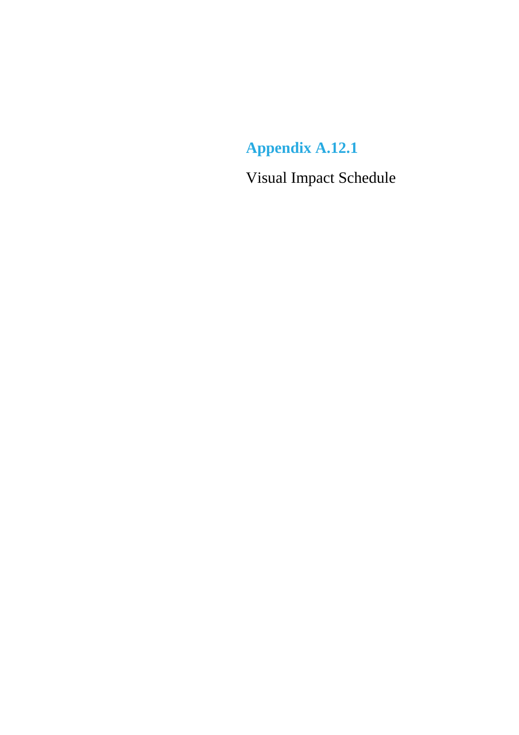# Appendix A.12.1

Visual Impact Schedule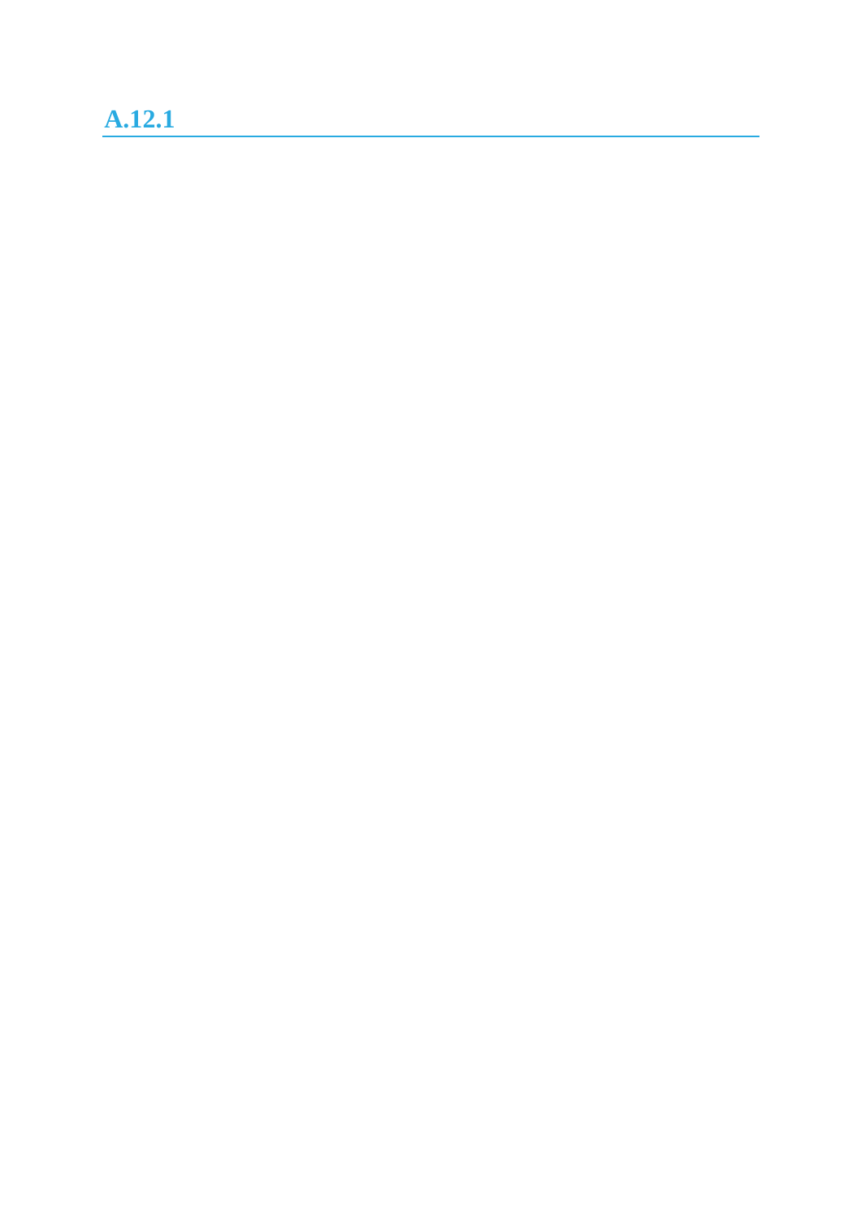# A.12.1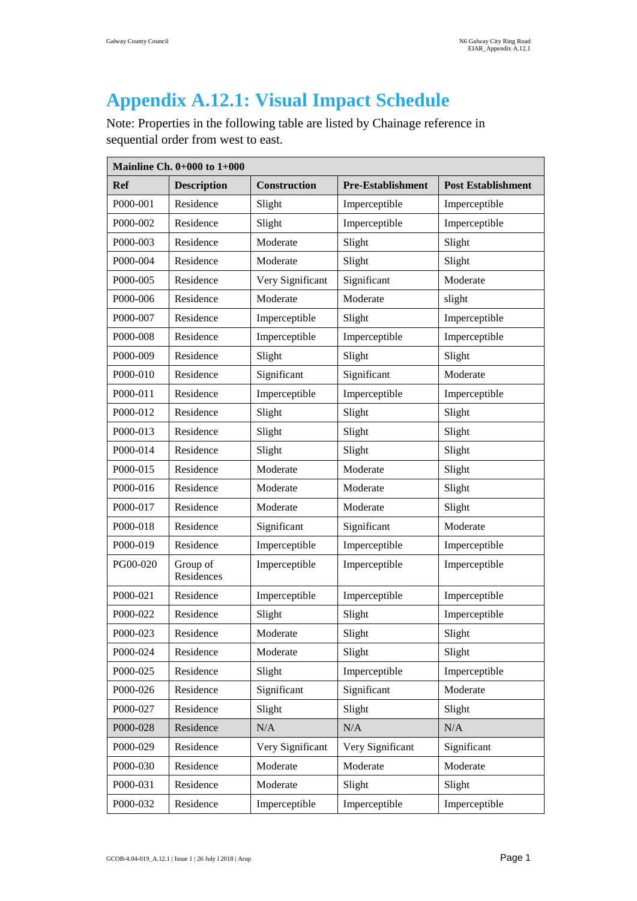# Appendix A.12.1: Visual Impact Schedule

Note: Properties in the following table are listed by Chainage reference in sequential order from west to east.

| Mainline Ch. 0+000 to 1+000 | | | | |
|---|---|---|---|---|
| **Ref** | **Description** | **Construction** | **Pre-Establishment** | **Post Establishment** |
| P000-001 | Residence | Slight | Imperceptible | Imperceptible |
| P000-002 | Residence | Slight | Imperceptible | Imperceptible |
| P000-003 | Residence | Moderate | Slight | Slight |
| P000-004 | Residence | Moderate | Slight | Slight |
| P000-005 | Residence | Very Significant | Significant | Moderate |
| P000-006 | Residence | Moderate | Moderate | slight |
| P000-007 | Residence | Imperceptible | Slight | Imperceptible |
| P000-008 | Residence | Imperceptible | Imperceptible | Imperceptible |
| P000-009 | Residence | Slight | Slight | Slight |
| P000-010 | Residence | Significant | Significant | Moderate |
| P000-011 | Residence | Imperceptible | Imperceptible | Imperceptible |
| P000-012 | Residence | Slight | Slight | Slight |
| P000-013 | Residence | Slight | Slight | Slight |
| P000-014 | Residence | Slight | Slight | Slight |
| P000-015 | Residence | Moderate | Moderate | Slight |
| P000-016 | Residence | Moderate | Moderate | Slight |
| P000-017 | Residence | Moderate | Moderate | Slight |
| P000-018 | Residence | Significant | Significant | Moderate |
| P000-019 | Residence | Imperceptible | Imperceptible | Imperceptible |
| PG00-020 | Group of Residences | Imperceptible | Imperceptible | Imperceptible |
| P000-021 | Residence | Imperceptible | Imperceptible | Imperceptible |
| P000-022 | Residence | Slight | Slight | Imperceptible |
| P000-023 | Residence | Moderate | Slight | Slight |
| P000-024 | Residence | Moderate | Slight | Slight |
| P000-025 | Residence | Slight | Imperceptible | Imperceptible |
| P000-026 | Residence | Significant | Significant | Moderate |
| P000-027 | Residence | Slight | Slight | Slight |
| P000-028 | Residence | N/A | N/A | N/A |
| P000-029 | Residence | Very Significant | Very Significant | Significant |
| P000-030 | Residence | Moderate | Moderate | Moderate |
| P000-031 | Residence | Moderate | Slight | Slight |
| P000-032 | Residence | Imperceptible | Imperceptible | Imperceptible |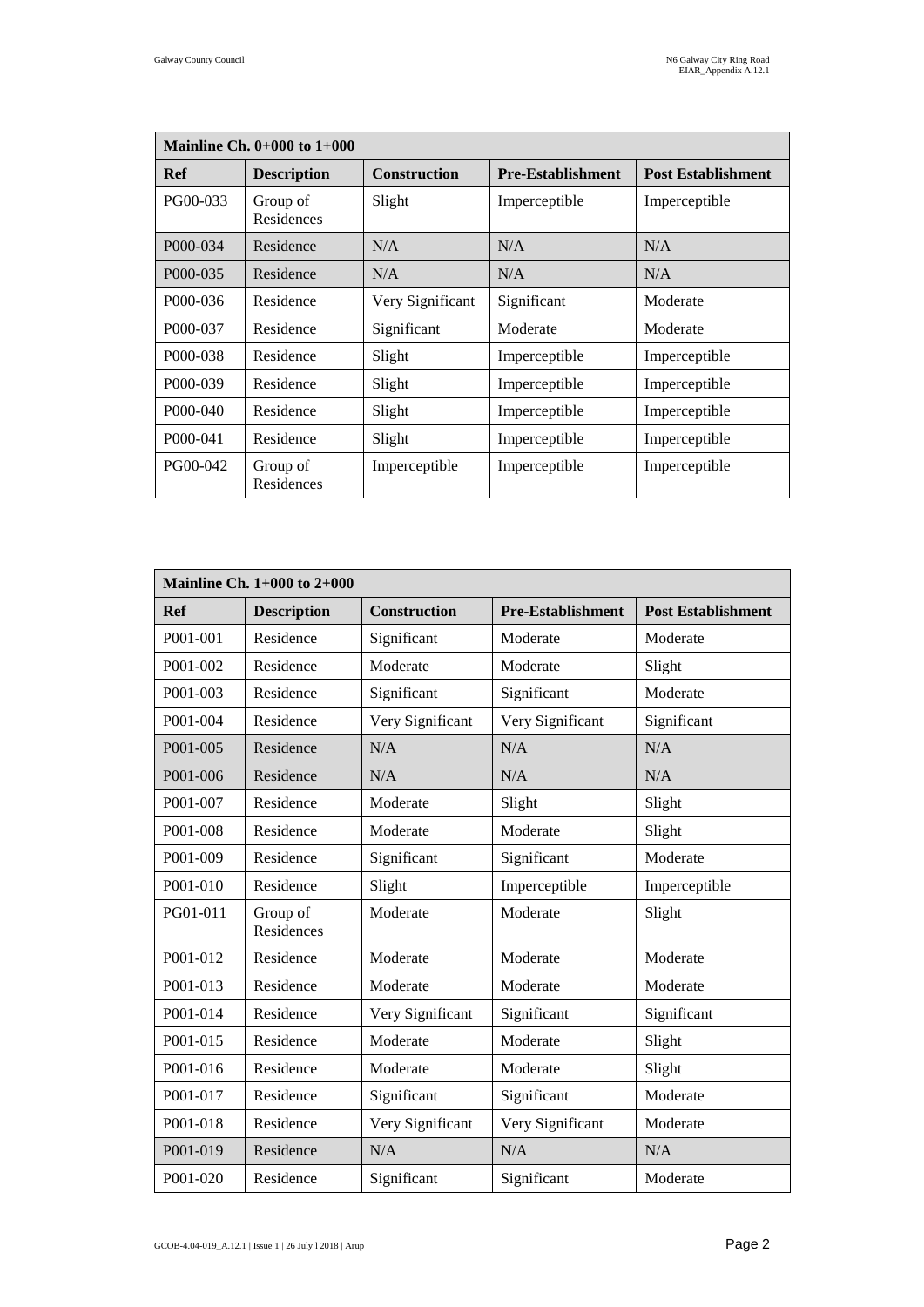| Mainline Ch. 0+000 to 1+000 | | | | |
|---|---|---|---|---|
| **Ref** | **Description** | **Construction** | **Pre-Establishment** | **Post Establishment** |
| PG00-033 | Group of Residences | Slight | Imperceptible | Imperceptible |
| P000-034 | Residence | N/A | N/A | N/A |
| P000-035 | Residence | N/A | N/A | N/A |
| P000-036 | Residence | Very Significant | Significant | Moderate |
| P000-037 | Residence | Significant | Moderate | Moderate |
| P000-038 | Residence | Slight | Imperceptible | Imperceptible |
| P000-039 | Residence | Slight | Imperceptible | Imperceptible |
| P000-040 | Residence | Slight | Imperceptible | Imperceptible |
| P000-041 | Residence | Slight | Imperceptible | Imperceptible |
| PG00-042 | Group of Residences | Imperceptible | Imperceptible | Imperceptible |

| Mainline Ch. 1+000 to 2+000 | | | | |
|---|---|---|---|---|
| **Ref** | **Description** | **Construction** | **Pre-Establishment** | **Post Establishment** |
| P001-001 | Residence | Significant | Moderate | Moderate |
| P001-002 | Residence | Moderate | Moderate | Slight |
| P001-003 | Residence | Significant | Significant | Moderate |
| P001-004 | Residence | Very Significant | Very Significant | Significant |
| P001-005 | Residence | N/A | N/A | N/A |
| P001-006 | Residence | N/A | N/A | N/A |
| P001-007 | Residence | Moderate | Slight | Slight |
| P001-008 | Residence | Moderate | Moderate | Slight |
| P001-009 | Residence | Significant | Significant | Moderate |
| P001-010 | Residence | Slight | Imperceptible | Imperceptible |
| PG01-011 | Group of Residences | Moderate | Moderate | Slight |
| P001-012 | Residence | Moderate | Moderate | Moderate |
| P001-013 | Residence | Moderate | Moderate | Moderate |
| P001-014 | Residence | Very Significant | Significant | Significant |
| P001-015 | Residence | Moderate | Moderate | Slight |
| P001-016 | Residence | Moderate | Moderate | Slight |
| P001-017 | Residence | Significant | Significant | Moderate |
| P001-018 | Residence | Very Significant | Very Significant | Moderate |
| P001-019 | Residence | N/A | N/A | N/A |
| P001-020 | Residence | Significant | Significant | Moderate |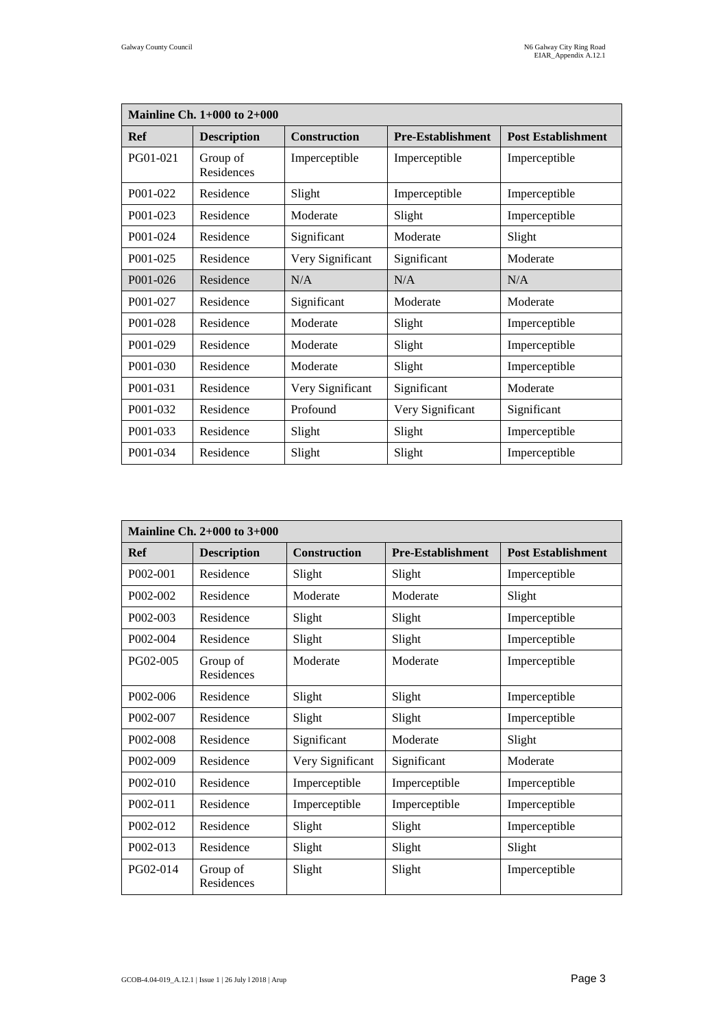| Mainline Ch. 1+000 to 2+000 | | | | |
|---|---|---|---|---|
| **Ref** | **Description** | **Construction** | **Pre-Establishment** | **Post Establishment** |
| PG01-021 | Group of Residences | Imperceptible | Imperceptible | Imperceptible |
| P001-022 | Residence | Slight | Imperceptible | Imperceptible |
| P001-023 | Residence | Moderate | Slight | Imperceptible |
| P001-024 | Residence | Significant | Moderate | Slight |
| P001-025 | Residence | Very Significant | Significant | Moderate |
| P001-026 | Residence | N/A | N/A | N/A |
| P001-027 | Residence | Significant | Moderate | Moderate |
| P001-028 | Residence | Moderate | Slight | Imperceptible |
| P001-029 | Residence | Moderate | Slight | Imperceptible |
| P001-030 | Residence | Moderate | Slight | Imperceptible |
| P001-031 | Residence | Very Significant | Significant | Moderate |
| P001-032 | Residence | Profound | Very Significant | Significant |
| P001-033 | Residence | Slight | Slight | Imperceptible |
| P001-034 | Residence | Slight | Slight | Imperceptible |

| Mainline Ch. 2+000 to 3+000 | | | | |
|---|---|---|---|---|
| **Ref** | **Description** | **Construction** | **Pre-Establishment** | **Post Establishment** |
| P002-001 | Residence | Slight | Slight | Imperceptible |
| P002-002 | Residence | Moderate | Moderate | Slight |
| P002-003 | Residence | Slight | Slight | Imperceptible |
| P002-004 | Residence | Slight | Slight | Imperceptible |
| PG02-005 | Group of Residences | Moderate | Moderate | Imperceptible |
| P002-006 | Residence | Slight | Slight | Imperceptible |
| P002-007 | Residence | Slight | Slight | Imperceptible |
| P002-008 | Residence | Significant | Moderate | Slight |
| P002-009 | Residence | Very Significant | Significant | Moderate |
| P002-010 | Residence | Imperceptible | Imperceptible | Imperceptible |
| P002-011 | Residence | Imperceptible | Imperceptible | Imperceptible |
| P002-012 | Residence | Slight | Slight | Imperceptible |
| P002-013 | Residence | Slight | Slight | Slight |
| PG02-014 | Group of Residences | Slight | Slight | Imperceptible |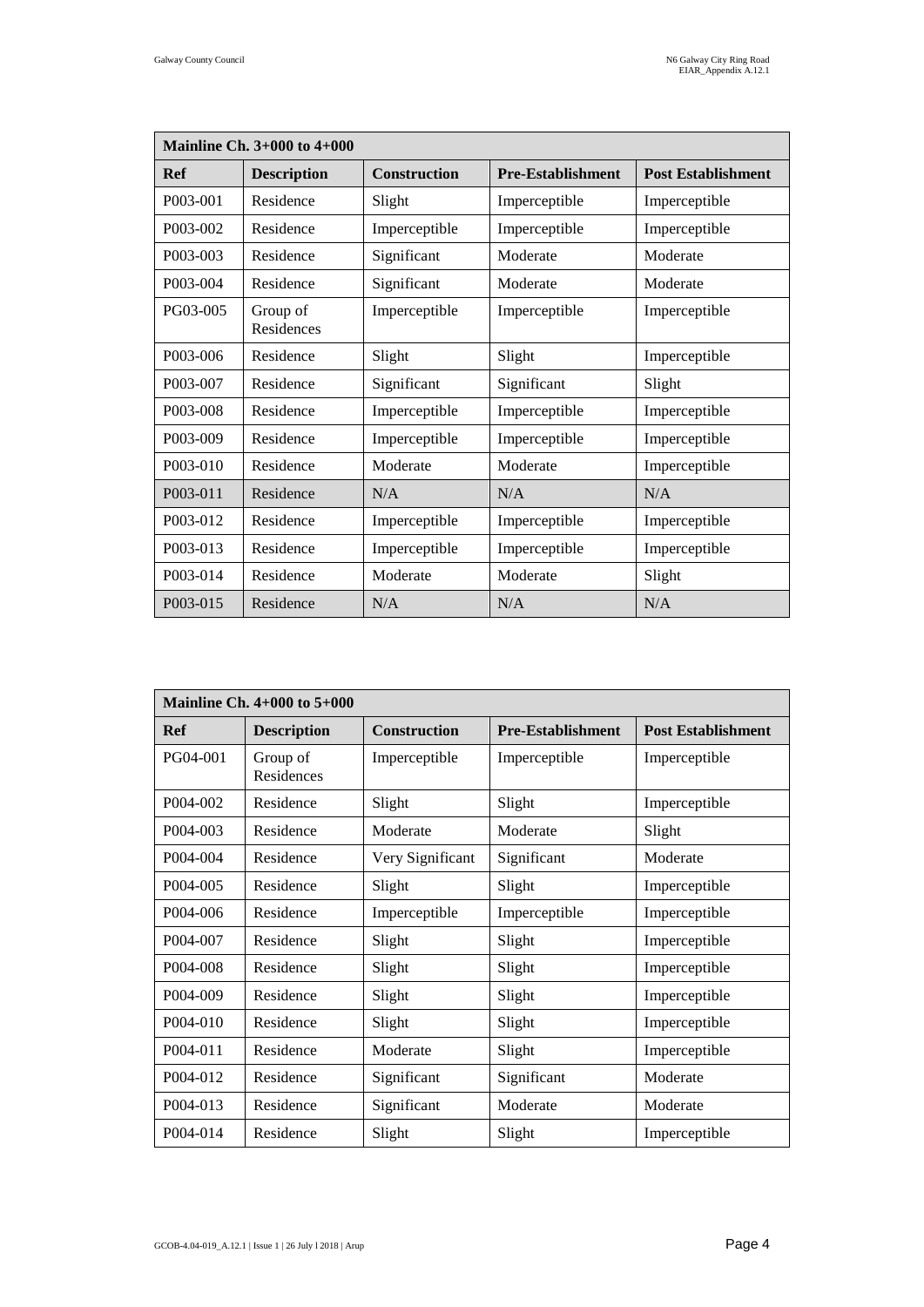| Mainline Ch. 3+000 to 4+000 | | | | |
|---|---|---|---|---|
| **Ref** | **Description** | **Construction** | **Pre-Establishment** | **Post Establishment** |
| P003-001 | Residence | Slight | Imperceptible | Imperceptible |
| P003-002 | Residence | Imperceptible | Imperceptible | Imperceptible |
| P003-003 | Residence | Significant | Moderate | Moderate |
| P003-004 | Residence | Significant | Moderate | Moderate |
| PG03-005 | Group of Residences | Imperceptible | Imperceptible | Imperceptible |
| P003-006 | Residence | Slight | Slight | Imperceptible |
| P003-007 | Residence | Significant | Significant | Slight |
| P003-008 | Residence | Imperceptible | Imperceptible | Imperceptible |
| P003-009 | Residence | Imperceptible | Imperceptible | Imperceptible |
| P003-010 | Residence | Moderate | Moderate | Imperceptible |
| P003-011 | Residence | N/A | N/A | N/A |
| P003-012 | Residence | Imperceptible | Imperceptible | Imperceptible |
| P003-013 | Residence | Imperceptible | Imperceptible | Imperceptible |
| P003-014 | Residence | Moderate | Moderate | Slight |
| P003-015 | Residence | N/A | N/A | N/A |

| Mainline Ch. 4+000 to 5+000 | | | | |
|---|---|---|---|---|
| **Ref** | **Description** | **Construction** | **Pre-Establishment** | **Post Establishment** |
| PG04-001 | Group of Residences | Imperceptible | Imperceptible | Imperceptible |
| P004-002 | Residence | Slight | Slight | Imperceptible |
| P004-003 | Residence | Moderate | Moderate | Slight |
| P004-004 | Residence | Very Significant | Significant | Moderate |
| P004-005 | Residence | Slight | Slight | Imperceptible |
| P004-006 | Residence | Imperceptible | Imperceptible | Imperceptible |
| P004-007 | Residence | Slight | Slight | Imperceptible |
| P004-008 | Residence | Slight | Slight | Imperceptible |
| P004-009 | Residence | Slight | Slight | Imperceptible |
| P004-010 | Residence | Slight | Slight | Imperceptible |
| P004-011 | Residence | Moderate | Slight | Imperceptible |
| P004-012 | Residence | Significant | Significant | Moderate |
| P004-013 | Residence | Significant | Moderate | Moderate |
| P004-014 | Residence | Slight | Slight | Imperceptible |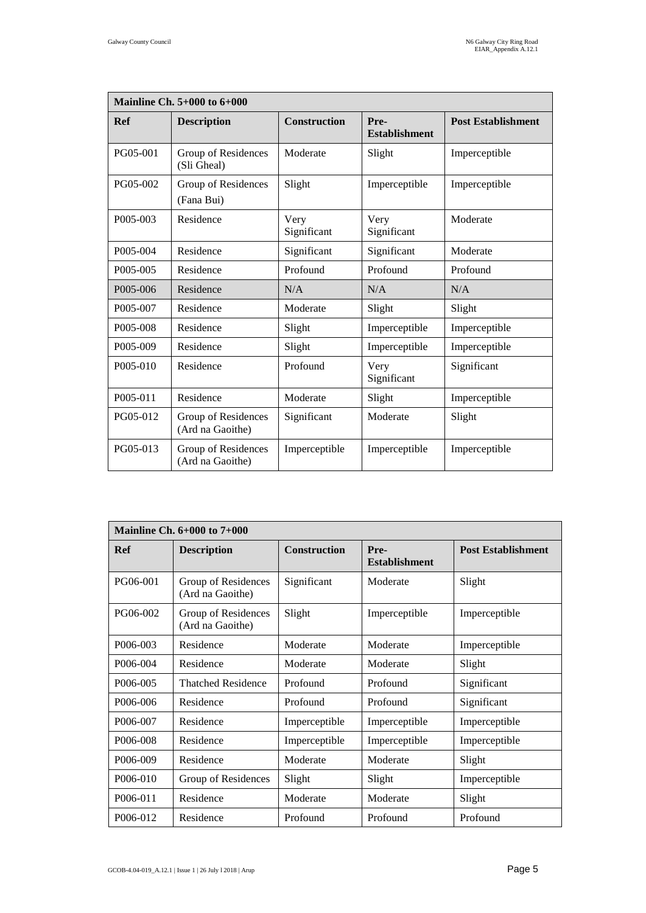| Mainline Ch. 5+000 to 6+000 | | | | |
|---|---|---|---|---|
| **Ref** | **Description** | **Construction** | **Pre-Establishment** | **Post Establishment** |
| PG05-001 | Group of Residences (Sli Gheal) | Moderate | Slight | Imperceptible |
| PG05-002 | Group of Residences (Fana Bui) | Slight | Imperceptible | Imperceptible |
| P005-003 | Residence | Very Significant | Very Significant | Moderate |
| P005-004 | Residence | Significant | Significant | Moderate |
| P005-005 | Residence | Profound | Profound | Profound |
| P005-006 | Residence | N/A | N/A | N/A |
| P005-007 | Residence | Moderate | Slight | Slight |
| P005-008 | Residence | Slight | Imperceptible | Imperceptible |
| P005-009 | Residence | Slight | Imperceptible | Imperceptible |
| P005-010 | Residence | Profound | Very Significant | Significant |
| P005-011 | Residence | Moderate | Slight | Imperceptible |
| PG05-012 | Group of Residences (Ard na Gaoithe) | Significant | Moderate | Slight |
| PG05-013 | Group of Residences (Ard na Gaoithe) | Imperceptible | Imperceptible | Imperceptible |

| Mainline Ch. 6+000 to 7+000 | | | | |
|---|---|---|---|---|
| **Ref** | **Description** | **Construction** | **Pre-Establishment** | **Post Establishment** |
| PG06-001 | Group of Residences (Ard na Gaoithe) | Significant | Moderate | Slight |
| PG06-002 | Group of Residences (Ard na Gaoithe) | Slight | Imperceptible | Imperceptible |
| P006-003 | Residence | Moderate | Moderate | Imperceptible |
| P006-004 | Residence | Moderate | Moderate | Slight |
| P006-005 | Thatched Residence | Profound | Profound | Significant |
| P006-006 | Residence | Profound | Profound | Significant |
| P006-007 | Residence | Imperceptible | Imperceptible | Imperceptible |
| P006-008 | Residence | Imperceptible | Imperceptible | Imperceptible |
| P006-009 | Residence | Moderate | Moderate | Slight |
| P006-010 | Group of Residences | Slight | Slight | Imperceptible |
| P006-011 | Residence | Moderate | Moderate | Slight |
| P006-012 | Residence | Profound | Profound | Profound |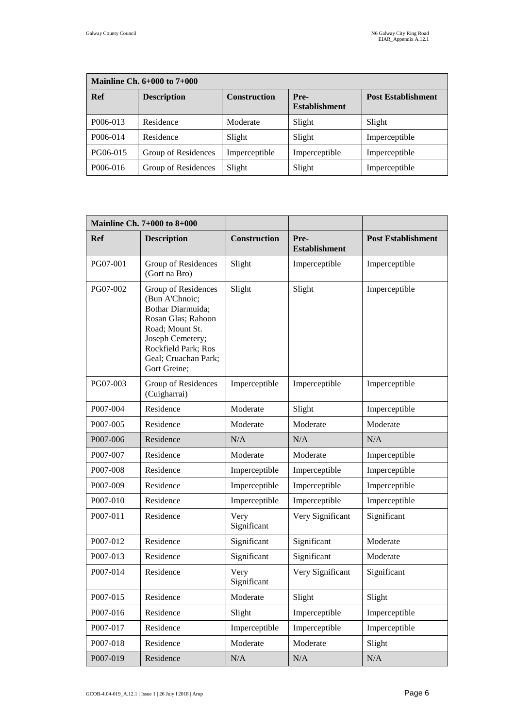| Mainline Ch. 6+000 to 7+000 | | | | |
|---|---|---|---|---|
| **Ref** | **Description** | **Construction** | **Pre-Establishment** | **Post Establishment** |
| P006-013 | Residence | Moderate | Slight | Slight |
| P006-014 | Residence | Slight | Slight | Imperceptible |
| PG06-015 | Group of Residences | Imperceptible | Imperceptible | Imperceptible |
| P006-016 | Group of Residences | Slight | Slight | Imperceptible |

| Mainline Ch. 7+000 to 8+000 | | | | |
|---|---|---|---|---|
| **Ref** | **Description** | **Construction** | **Pre-Establishment** | **Post Establishment** |
| PG07-001 | Group of Residences (Gort na Bro) | Slight | Imperceptible | Imperceptible |
| PG07-002 | Group of Residences (Bun A'Chnoic; Bothar Diarmuida; Rosan Glas; Rahoon Road; Mount St. Joseph Cemetery; Rockfield Park; Ros Geal; Cruachan Park; Gort Greine; | Slight | Slight | Imperceptible |
| PG07-003 | Group of Residences (Cuigharrai) | Imperceptible | Imperceptible | Imperceptible |
| P007-004 | Residence | Moderate | Slight | Imperceptible |
| P007-005 | Residence | Moderate | Moderate | Moderate |
| P007-006 | Residence | N/A | N/A | N/A |
| P007-007 | Residence | Moderate | Moderate | Imperceptible |
| P007-008 | Residence | Imperceptible | Imperceptible | Imperceptible |
| P007-009 | Residence | Imperceptible | Imperceptible | Imperceptible |
| P007-010 | Residence | Imperceptible | Imperceptible | Imperceptible |
| P007-011 | Residence | Very Significant | Very Significant | Significant |
| P007-012 | Residence | Significant | Significant | Moderate |
| P007-013 | Residence | Significant | Significant | Moderate |
| P007-014 | Residence | Very Significant | Very Significant | Significant |
| P007-015 | Residence | Moderate | Slight | Slight |
| P007-016 | Residence | Slight | Imperceptible | Imperceptible |
| P007-017 | Residence | Imperceptible | Imperceptible | Imperceptible |
| P007-018 | Residence | Moderate | Moderate | Slight |
| P007-019 | Residence | N/A | N/A | N/A |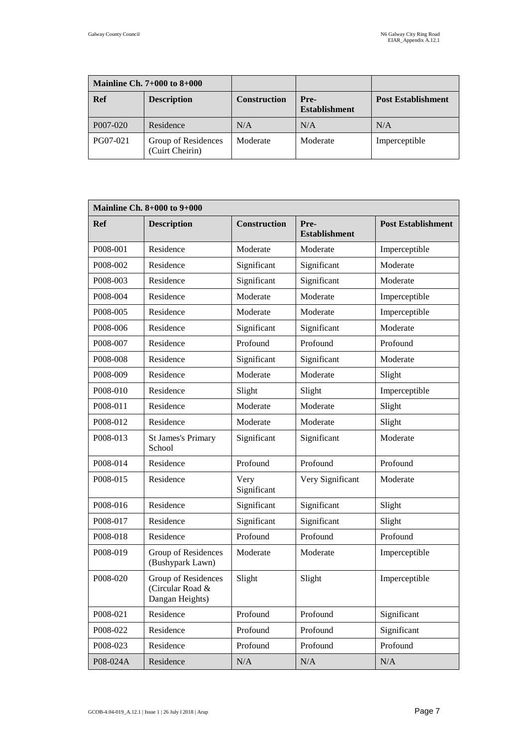| Mainline Ch. 7+000 to 8+000 | | | | |
|---|---|---|---|---|
| **Ref** | **Description** | **Construction** | **Pre-Establishment** | **Post Establishment** |
| P007-020 | Residence | N/A | N/A | N/A |
| PG07-021 | Group of Residences (Cuirt Cheirin) | Moderate | Moderate | Imperceptible |

| Mainline Ch. 8+000 to 9+000 | | | | |
|---|---|---|---|---|
| **Ref** | **Description** | **Construction** | **Pre-Establishment** | **Post Establishment** |
| P008-001 | Residence | Moderate | Moderate | Imperceptible |
| P008-002 | Residence | Significant | Significant | Moderate |
| P008-003 | Residence | Significant | Significant | Moderate |
| P008-004 | Residence | Moderate | Moderate | Imperceptible |
| P008-005 | Residence | Moderate | Moderate | Imperceptible |
| P008-006 | Residence | Significant | Significant | Moderate |
| P008-007 | Residence | Profound | Profound | Profound |
| P008-008 | Residence | Significant | Significant | Moderate |
| P008-009 | Residence | Moderate | Moderate | Slight |
| P008-010 | Residence | Slight | Slight | Imperceptible |
| P008-011 | Residence | Moderate | Moderate | Slight |
| P008-012 | Residence | Moderate | Moderate | Slight |
| P008-013 | St James's Primary School | Significant | Significant | Moderate |
| P008-014 | Residence | Profound | Profound | Profound |
| P008-015 | Residence | Very Significant | Very Significant | Moderate |
| P008-016 | Residence | Significant | Significant | Slight |
| P008-017 | Residence | Significant | Significant | Slight |
| P008-018 | Residence | Profound | Profound | Profound |
| P008-019 | Group of Residences (Bushypark Lawn) | Moderate | Moderate | Imperceptible |
| P008-020 | Group of Residences (Circular Road & Dangan Heights) | Slight | Slight | Imperceptible |
| P008-021 | Residence | Profound | Profound | Significant |
| P008-022 | Residence | Profound | Profound | Significant |
| P008-023 | Residence | Profound | Profound | Profound |
| P08-024A | Residence | N/A | N/A | N/A |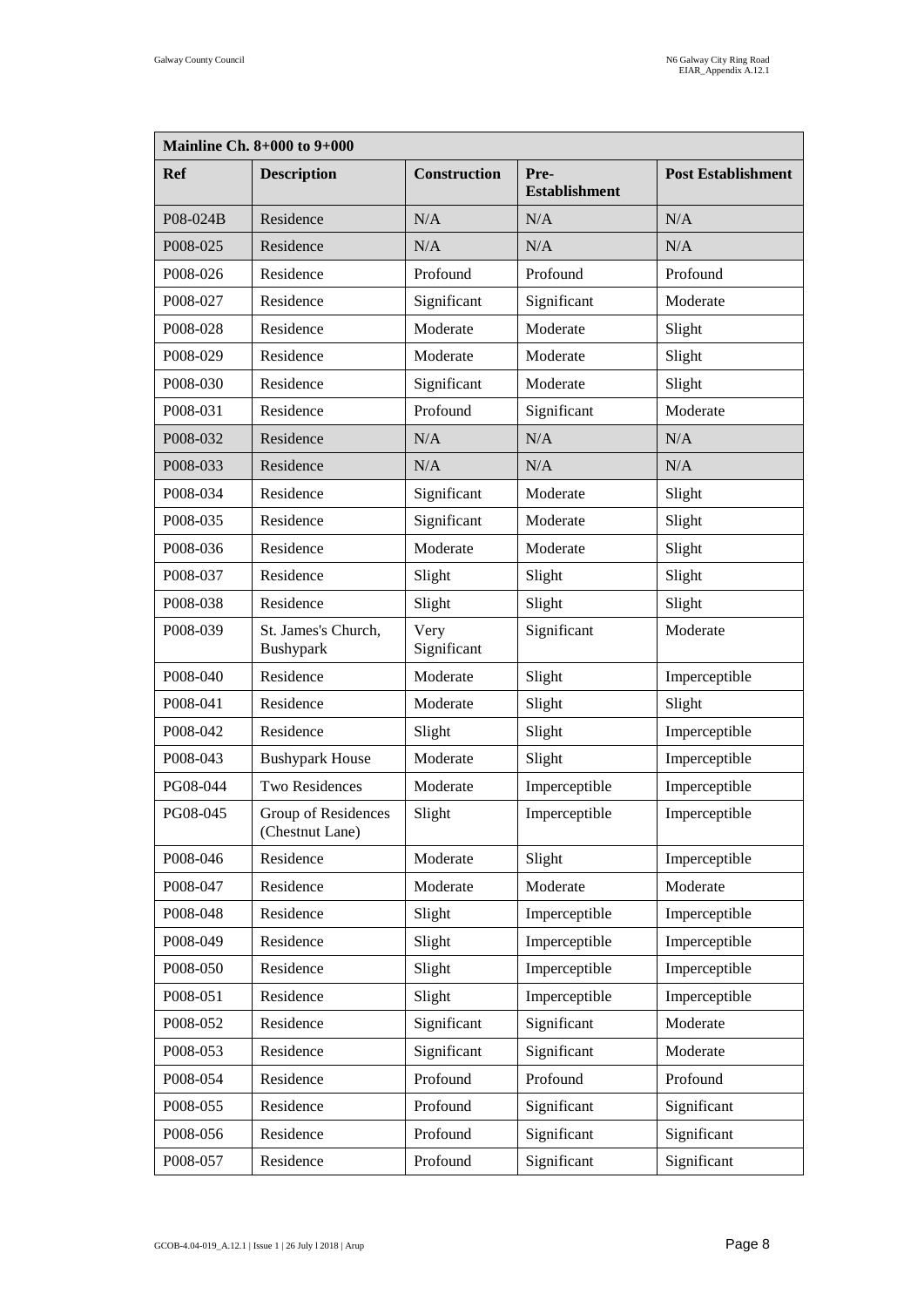| Mainline Ch. 8+000 to 9+000 | | | | |
|---|---|---|---|---|
| **Ref** | **Description** | **Construction** | **Pre-Establishment** | **Post Establishment** |
| P08-024B | Residence | N/A | N/A | N/A |
| P008-025 | Residence | N/A | N/A | N/A |
| P008-026 | Residence | Profound | Profound | Profound |
| P008-027 | Residence | Significant | Significant | Moderate |
| P008-028 | Residence | Moderate | Moderate | Slight |
| P008-029 | Residence | Moderate | Moderate | Slight |
| P008-030 | Residence | Significant | Moderate | Slight |
| P008-031 | Residence | Profound | Significant | Moderate |
| P008-032 | Residence | N/A | N/A | N/A |
| P008-033 | Residence | N/A | N/A | N/A |
| P008-034 | Residence | Significant | Moderate | Slight |
| P008-035 | Residence | Significant | Moderate | Slight |
| P008-036 | Residence | Moderate | Moderate | Slight |
| P008-037 | Residence | Slight | Slight | Slight |
| P008-038 | Residence | Slight | Slight | Slight |
| P008-039 | St. James's Church, Bushypark | Very Significant | Significant | Moderate |
| P008-040 | Residence | Moderate | Slight | Imperceptible |
| P008-041 | Residence | Moderate | Slight | Slight |
| P008-042 | Residence | Slight | Slight | Imperceptible |
| P008-043 | Bushypark House | Moderate | Slight | Imperceptible |
| PG08-044 | Two Residences | Moderate | Imperceptible | Imperceptible |
| PG08-045 | Group of Residences (Chestnut Lane) | Slight | Imperceptible | Imperceptible |
| P008-046 | Residence | Moderate | Slight | Imperceptible |
| P008-047 | Residence | Moderate | Moderate | Moderate |
| P008-048 | Residence | Slight | Imperceptible | Imperceptible |
| P008-049 | Residence | Slight | Imperceptible | Imperceptible |
| P008-050 | Residence | Slight | Imperceptible | Imperceptible |
| P008-051 | Residence | Slight | Imperceptible | Imperceptible |
| P008-052 | Residence | Significant | Significant | Moderate |
| P008-053 | Residence | Significant | Significant | Moderate |
| P008-054 | Residence | Profound | Profound | Profound |
| P008-055 | Residence | Profound | Significant | Significant |
| P008-056 | Residence | Profound | Significant | Significant |
| P008-057 | Residence | Profound | Significant | Significant |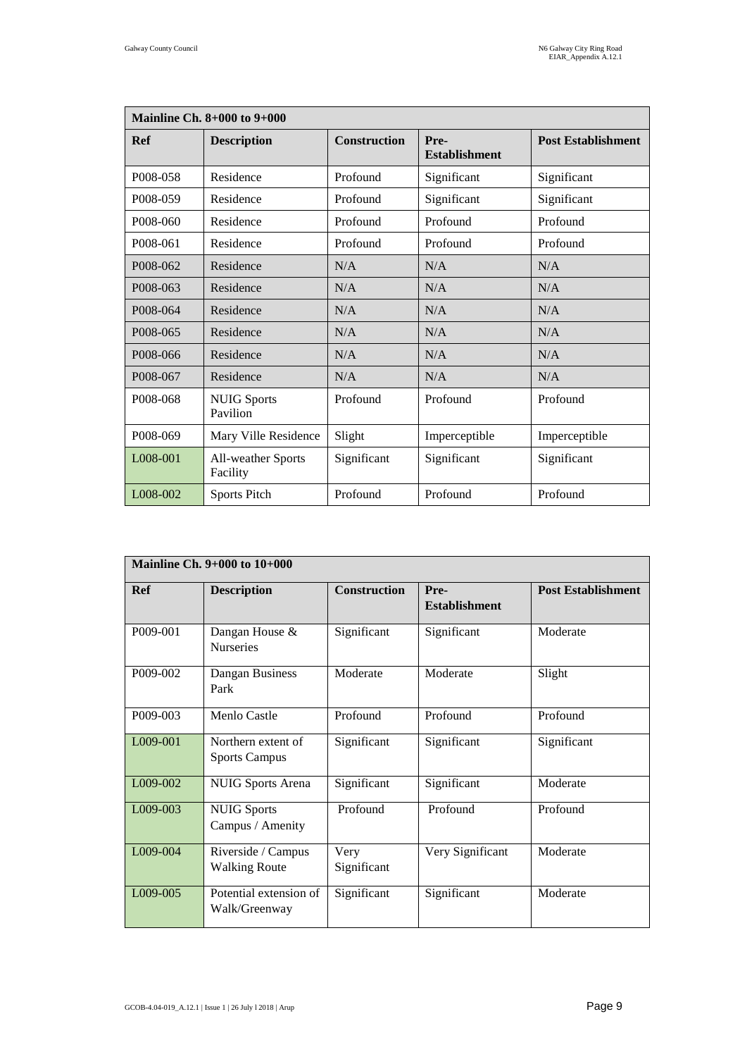| Mainline Ch. 8+000 to 9+000 | | | | |
|---|---|---|---|---|
| **Ref** | **Description** | **Construction** | **Pre-Establishment** | **Post Establishment** |
| P008-058 | Residence | Profound | Significant | Significant |
| P008-059 | Residence | Profound | Significant | Significant |
| P008-060 | Residence | Profound | Profound | Profound |
| P008-061 | Residence | Profound | Profound | Profound |
| P008-062 | Residence | N/A | N/A | N/A |
| P008-063 | Residence | N/A | N/A | N/A |
| P008-064 | Residence | N/A | N/A | N/A |
| P008-065 | Residence | N/A | N/A | N/A |
| P008-066 | Residence | N/A | N/A | N/A |
| P008-067 | Residence | N/A | N/A | N/A |
| P008-068 | NUIG Sports Pavilion | Profound | Profound | Profound |
| P008-069 | Mary Ville Residence | Slight | Imperceptible | Imperceptible |
| L008-001 | All-weather Sports Facility | Significant | Significant | Significant |
| L008-002 | Sports Pitch | Profound | Profound | Profound |

| Mainline Ch. 9+000 to 10+000 | | | | |
|---|---|---|---|---|
| **Ref** | **Description** | **Construction** | **Pre-Establishment** | **Post Establishment** |
| P009-001 | Dangan House & Nurseries | Significant | Significant | Moderate |
| P009-002 | Dangan Business Park | Moderate | Moderate | Slight |
| P009-003 | Menlo Castle | Profound | Profound | Profound |
| L009-001 | Northern extent of Sports Campus | Significant | Significant | Significant |
| L009-002 | NUIG Sports Arena | Significant | Significant | Moderate |
| L009-003 | NUIG Sports Campus / Amenity | Profound | Profound | Profound |
| L009-004 | Riverside / Campus Walking Route | Very Significant | Very Significant | Moderate |
| L009-005 | Potential extension of Walk/Greenway | Significant | Significant | Moderate |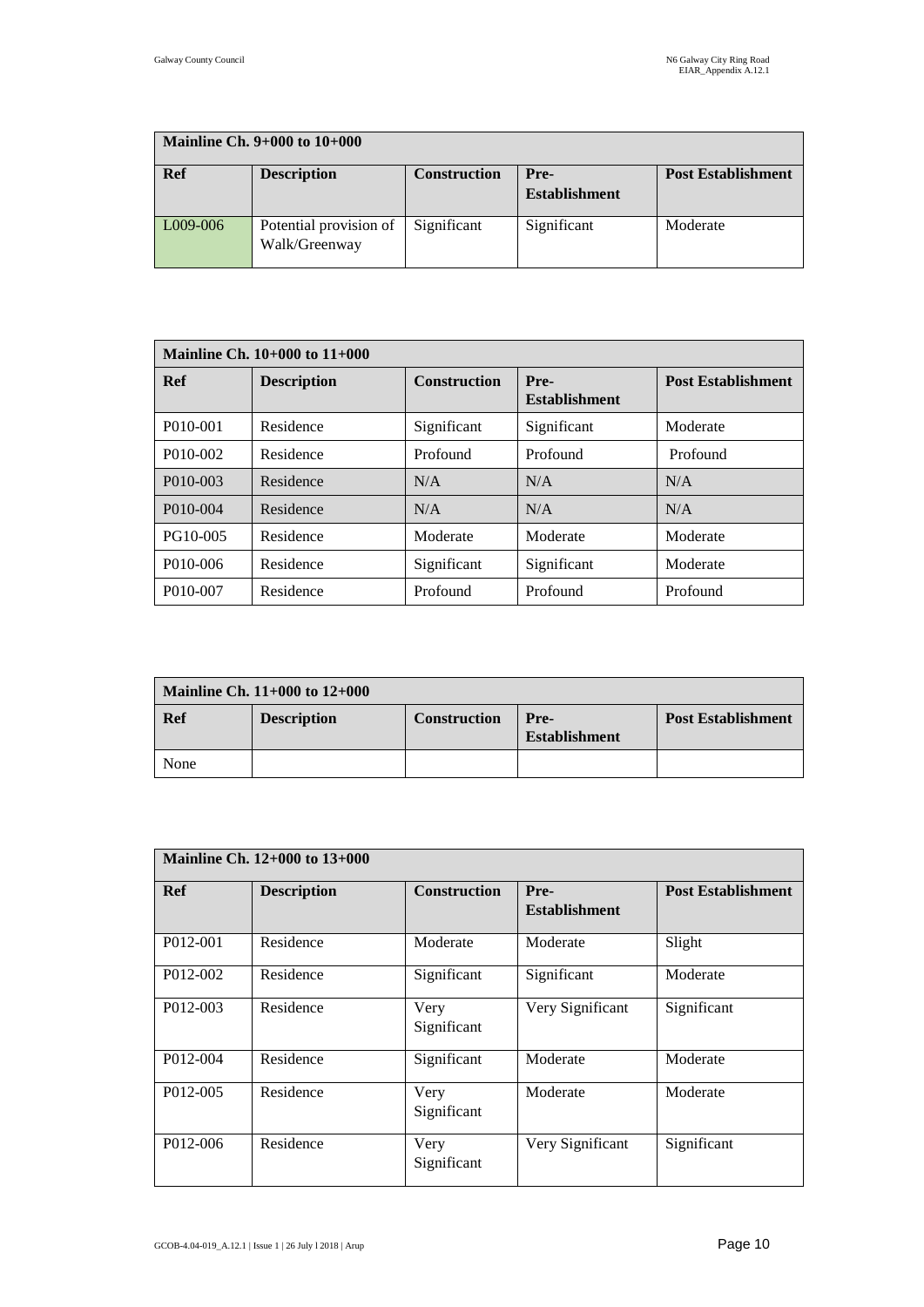| Mainline Ch. 9+000 to 10+000 | | | | |
|---|---|---|---|---|
| **Ref** | **Description** | **Construction** | **Pre-Establishment** | **Post Establishment** |
| L009-006 | Potential provision of Walk/Greenway | Significant | Significant | Moderate |

| Mainline Ch. 10+000 to 11+000 | | | | |
|---|---|---|---|---|
| **Ref** | **Description** | **Construction** | **Pre-Establishment** | **Post Establishment** |
| P010-001 | Residence | Significant | Significant | Moderate |
| P010-002 | Residence | Profound | Profound | Profound |
| P010-003 | Residence | N/A | N/A | N/A |
| P010-004 | Residence | N/A | N/A | N/A |
| PG10-005 | Residence | Moderate | Moderate | Moderate |
| P010-006 | Residence | Significant | Significant | Moderate |
| P010-007 | Residence | Profound | Profound | Profound |

| Mainline Ch. 11+000 to 12+000 | | | | |
|---|---|---|---|---|
| **Ref** | **Description** | **Construction** | **Pre-Establishment** | **Post Establishment** |
| None | | | | |

| Mainline Ch. 12+000 to 13+000 | | | | |
|---|---|---|---|---|
| **Ref** | **Description** | **Construction** | **Pre-Establishment** | **Post Establishment** |
| P012-001 | Residence | Moderate | Moderate | Slight |
| P012-002 | Residence | Significant | Significant | Moderate |
| P012-003 | Residence | Very Significant | Very Significant | Significant |
| P012-004 | Residence | Significant | Moderate | Moderate |
| P012-005 | Residence | Very Significant | Moderate | Moderate |
| P012-006 | Residence | Very Significant | Very Significant | Significant |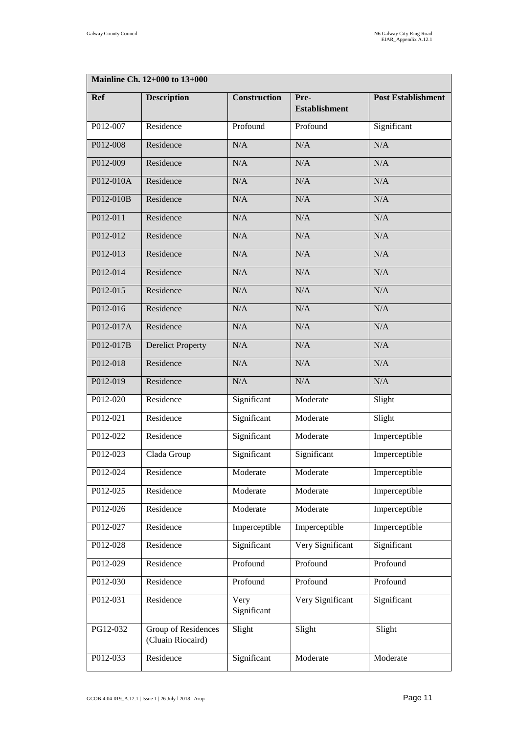| Mainline Ch. 12+000 to 13+000 | | | | |
|---|---|---|---|---|
| **Ref** | **Description** | **Construction** | **Pre-Establishment** | **Post Establishment** |
| P012-007 | Residence | Profound | Profound | Significant |
| P012-008 | Residence | N/A | N/A | N/A |
| P012-009 | Residence | N/A | N/A | N/A |
| P012-010A | Residence | N/A | N/A | N/A |
| P012-010B | Residence | N/A | N/A | N/A |
| P012-011 | Residence | N/A | N/A | N/A |
| P012-012 | Residence | N/A | N/A | N/A |
| P012-013 | Residence | N/A | N/A | N/A |
| P012-014 | Residence | N/A | N/A | N/A |
| P012-015 | Residence | N/A | N/A | N/A |
| P012-016 | Residence | N/A | N/A | N/A |
| P012-017A | Residence | N/A | N/A | N/A |
| P012-017B | Derelict Property | N/A | N/A | N/A |
| P012-018 | Residence | N/A | N/A | N/A |
| P012-019 | Residence | N/A | N/A | N/A |
| P012-020 | Residence | Significant | Moderate | Slight |
| P012-021 | Residence | Significant | Moderate | Slight |
| P012-022 | Residence | Significant | Moderate | Imperceptible |
| P012-023 | Clada Group | Significant | Significant | Imperceptible |
| P012-024 | Residence | Moderate | Moderate | Imperceptible |
| P012-025 | Residence | Moderate | Moderate | Imperceptible |
| P012-026 | Residence | Moderate | Moderate | Imperceptible |
| P012-027 | Residence | Imperceptible | Imperceptible | Imperceptible |
| P012-028 | Residence | Significant | Very Significant | Significant |
| P012-029 | Residence | Profound | Profound | Profound |
| P012-030 | Residence | Profound | Profound | Profound |
| P012-031 | Residence | Very Significant | Very Significant | Significant |
| PG12-032 | Group of Residences (Cluain Riocaird) | Slight | Slight | Slight |
| P012-033 | Residence | Significant | Moderate | Moderate |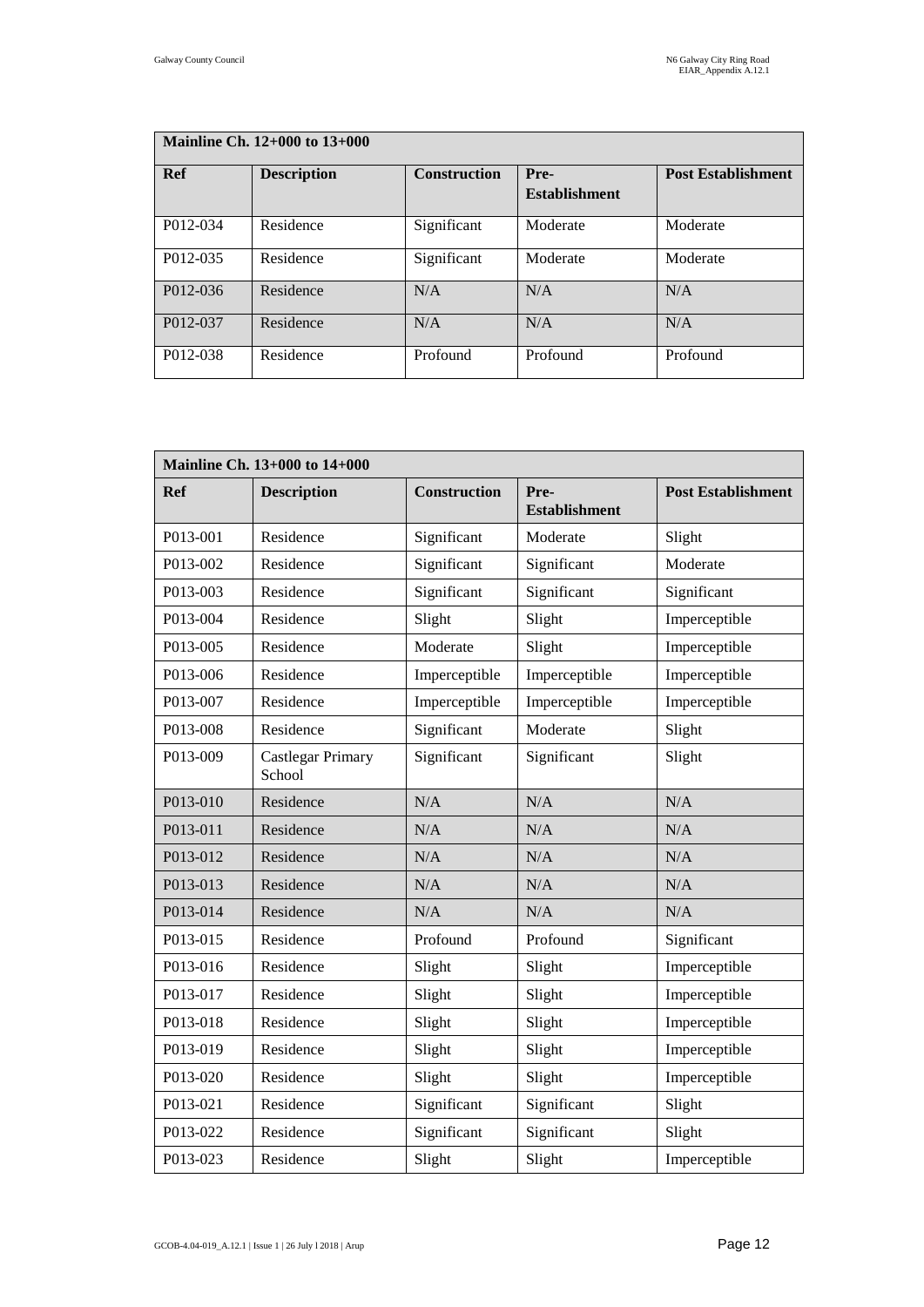| Mainline Ch. 12+000 to 13+000 | | | | |
|---|---|---|---|---|
| **Ref** | **Description** | **Construction** | **Pre-Establishment** | **Post Establishment** |
| P012-034 | Residence | Significant | Moderate | Moderate |
| P012-035 | Residence | Significant | Moderate | Moderate |
| P012-036 | Residence | N/A | N/A | N/A |
| P012-037 | Residence | N/A | N/A | N/A |
| P012-038 | Residence | Profound | Profound | Profound |

| Mainline Ch. 13+000 to 14+000 | | | | |
|---|---|---|---|---|
| **Ref** | **Description** | **Construction** | **Pre-Establishment** | **Post Establishment** |
| P013-001 | Residence | Significant | Moderate | Slight |
| P013-002 | Residence | Significant | Significant | Moderate |
| P013-003 | Residence | Significant | Significant | Significant |
| P013-004 | Residence | Slight | Slight | Imperceptible |
| P013-005 | Residence | Moderate | Slight | Imperceptible |
| P013-006 | Residence | Imperceptible | Imperceptible | Imperceptible |
| P013-007 | Residence | Imperceptible | Imperceptible | Imperceptible |
| P013-008 | Residence | Significant | Moderate | Slight |
| P013-009 | Castlegar Primary School | Significant | Significant | Slight |
| P013-010 | Residence | N/A | N/A | N/A |
| P013-011 | Residence | N/A | N/A | N/A |
| P013-012 | Residence | N/A | N/A | N/A |
| P013-013 | Residence | N/A | N/A | N/A |
| P013-014 | Residence | N/A | N/A | N/A |
| P013-015 | Residence | Profound | Profound | Significant |
| P013-016 | Residence | Slight | Slight | Imperceptible |
| P013-017 | Residence | Slight | Slight | Imperceptible |
| P013-018 | Residence | Slight | Slight | Imperceptible |
| P013-019 | Residence | Slight | Slight | Imperceptible |
| P013-020 | Residence | Slight | Slight | Imperceptible |
| P013-021 | Residence | Significant | Significant | Slight |
| P013-022 | Residence | Significant | Significant | Slight |
| P013-023 | Residence | Slight | Slight | Imperceptible |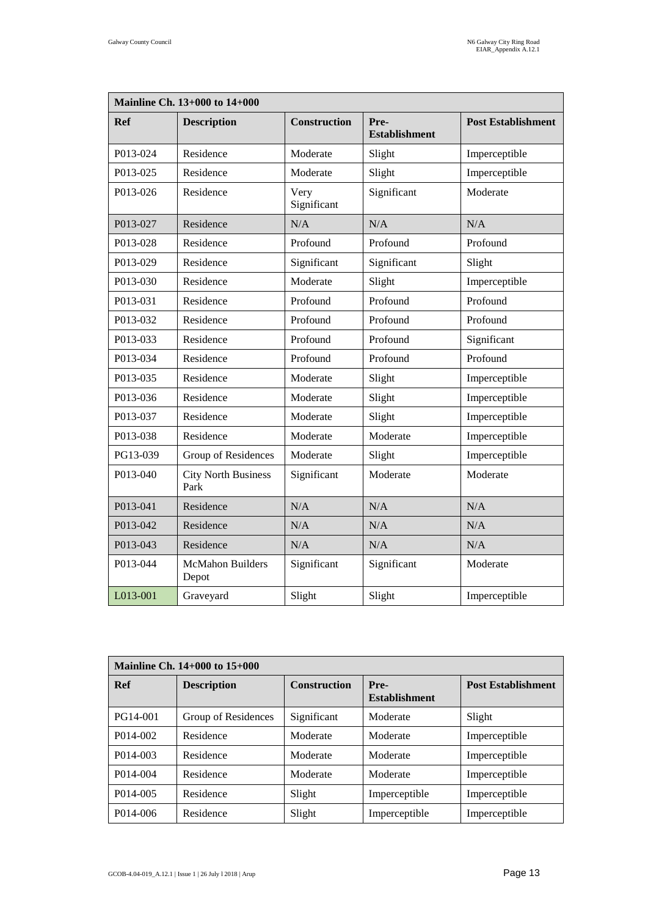| Mainline Ch. 13+000 to 14+000 | | | | |
|---|---|---|---|---|
| **Ref** | **Description** | **Construction** | **Pre-Establishment** | **Post Establishment** |
| P013-024 | Residence | Moderate | Slight | Imperceptible |
| P013-025 | Residence | Moderate | Slight | Imperceptible |
| P013-026 | Residence | Very Significant | Significant | Moderate |
| P013-027 | Residence | N/A | N/A | N/A |
| P013-028 | Residence | Profound | Profound | Profound |
| P013-029 | Residence | Significant | Significant | Slight |
| P013-030 | Residence | Moderate | Slight | Imperceptible |
| P013-031 | Residence | Profound | Profound | Profound |
| P013-032 | Residence | Profound | Profound | Profound |
| P013-033 | Residence | Profound | Profound | Significant |
| P013-034 | Residence | Profound | Profound | Profound |
| P013-035 | Residence | Moderate | Slight | Imperceptible |
| P013-036 | Residence | Moderate | Slight | Imperceptible |
| P013-037 | Residence | Moderate | Slight | Imperceptible |
| P013-038 | Residence | Moderate | Moderate | Imperceptible |
| PG13-039 | Group of Residences | Moderate | Slight | Imperceptible |
| P013-040 | City North Business Park | Significant | Moderate | Moderate |
| P013-041 | Residence | N/A | N/A | N/A |
| P013-042 | Residence | N/A | N/A | N/A |
| P013-043 | Residence | N/A | N/A | N/A |
| P013-044 | McMahon Builders Depot | Significant | Significant | Moderate |
| L013-001 | Graveyard | Slight | Slight | Imperceptible |

| Mainline Ch. 14+000 to 15+000 | | | | |
|---|---|---|---|---|
| **Ref** | **Description** | **Construction** | **Pre-Establishment** | **Post Establishment** |
| PG14-001 | Group of Residences | Significant | Moderate | Slight |
| P014-002 | Residence | Moderate | Moderate | Imperceptible |
| P014-003 | Residence | Moderate | Moderate | Imperceptible |
| P014-004 | Residence | Moderate | Moderate | Imperceptible |
| P014-005 | Residence | Slight | Imperceptible | Imperceptible |
| P014-006 | Residence | Slight | Imperceptible | Imperceptible |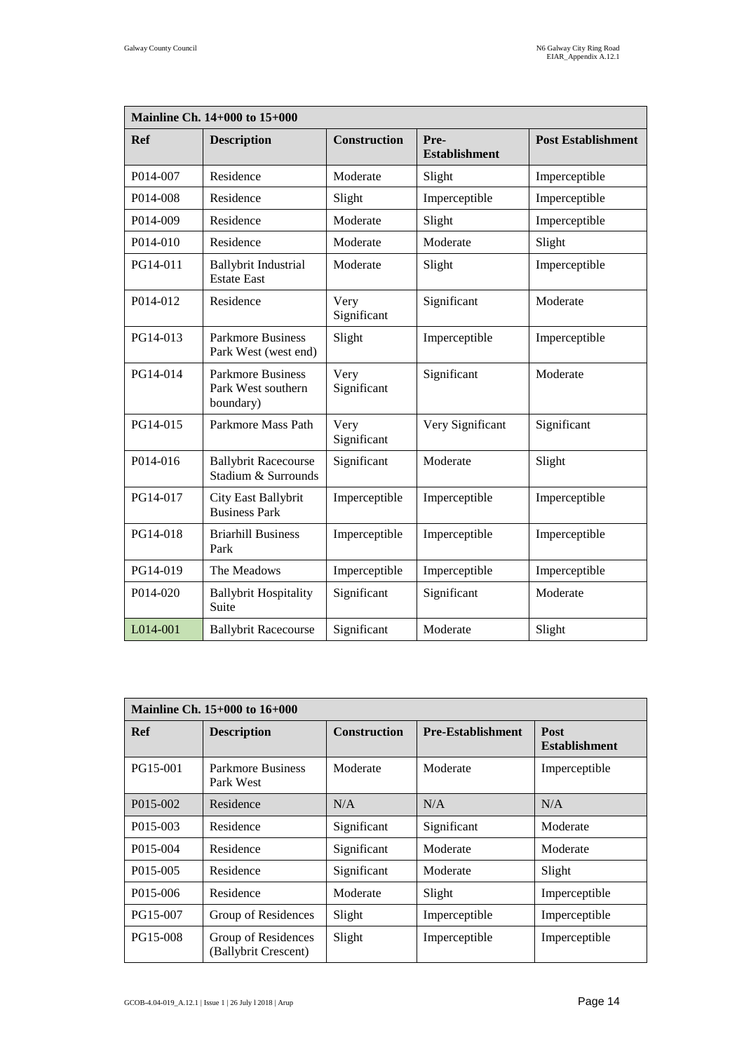| Mainline Ch. 14+000 to 15+000 | | | | |
|---|---|---|---|---|
| **Ref** | **Description** | **Construction** | **Pre-Establishment** | **Post Establishment** |
| P014-007 | Residence | Moderate | Slight | Imperceptible |
| P014-008 | Residence | Slight | Imperceptible | Imperceptible |
| P014-009 | Residence | Moderate | Slight | Imperceptible |
| P014-010 | Residence | Moderate | Moderate | Slight |
| PG14-011 | Ballybrit Industrial Estate East | Moderate | Slight | Imperceptible |
| P014-012 | Residence | Very Significant | Significant | Moderate |
| PG14-013 | Parkmore Business Park West (west end) | Slight | Imperceptible | Imperceptible |
| PG14-014 | Parkmore Business Park West southern boundary) | Very Significant | Significant | Moderate |
| PG14-015 | Parkmore Mass Path | Very Significant | Very Significant | Significant |
| P014-016 | Ballybrit Racecourse Stadium & Surrounds | Significant | Moderate | Slight |
| PG14-017 | City East Ballybrit Business Park | Imperceptible | Imperceptible | Imperceptible |
| PG14-018 | Briarhill Business Park | Imperceptible | Imperceptible | Imperceptible |
| PG14-019 | The Meadows | Imperceptible | Imperceptible | Imperceptible |
| P014-020 | Ballybrit Hospitality Suite | Significant | Significant | Moderate |
| L014-001 | Ballybrit Racecourse | Significant | Moderate | Slight |

| Mainline Ch. 15+000 to 16+000 | | | | |
|---|---|---|---|---|
| **Ref** | **Description** | **Construction** | **Pre-Establishment** | **Post Establishment** |
| PG15-001 | Parkmore Business Park West | Moderate | Moderate | Imperceptible |
| P015-002 | Residence | N/A | N/A | N/A |
| P015-003 | Residence | Significant | Significant | Moderate |
| P015-004 | Residence | Significant | Moderate | Moderate |
| P015-005 | Residence | Significant | Moderate | Slight |
| P015-006 | Residence | Moderate | Slight | Imperceptible |
| PG15-007 | Group of Residences | Slight | Imperceptible | Imperceptible |
| PG15-008 | Group of Residences (Ballybrit Crescent) | Slight | Imperceptible | Imperceptible |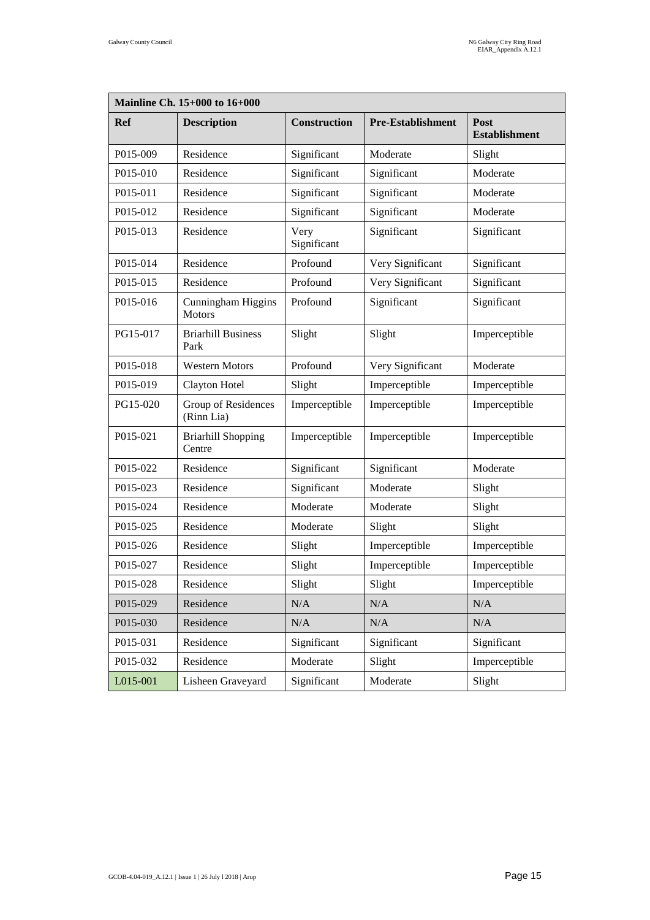| Mainline Ch. 15+000 to 16+000 | | | | |
|---|---|---|---|---|
| **Ref** | **Description** | **Construction** | **Pre-Establishment** | **Post Establishment** |
| P015-009 | Residence | Significant | Moderate | Slight |
| P015-010 | Residence | Significant | Significant | Moderate |
| P015-011 | Residence | Significant | Significant | Moderate |
| P015-012 | Residence | Significant | Significant | Moderate |
| P015-013 | Residence | Very Significant | Significant | Significant |
| P015-014 | Residence | Profound | Very Significant | Significant |
| P015-015 | Residence | Profound | Very Significant | Significant |
| P015-016 | Cunningham Higgins Motors | Profound | Significant | Significant |
| PG15-017 | Briarhill Business Park | Slight | Slight | Imperceptible |
| P015-018 | Western Motors | Profound | Very Significant | Moderate |
| P015-019 | Clayton Hotel | Slight | Imperceptible | Imperceptible |
| PG15-020 | Group of Residences (Rinn Lia) | Imperceptible | Imperceptible | Imperceptible |
| P015-021 | Briarhill Shopping Centre | Imperceptible | Imperceptible | Imperceptible |
| P015-022 | Residence | Significant | Significant | Moderate |
| P015-023 | Residence | Significant | Moderate | Slight |
| P015-024 | Residence | Moderate | Moderate | Slight |
| P015-025 | Residence | Moderate | Slight | Slight |
| P015-026 | Residence | Slight | Imperceptible | Imperceptible |
| P015-027 | Residence | Slight | Imperceptible | Imperceptible |
| P015-028 | Residence | Slight | Slight | Imperceptible |
| P015-029 | Residence | N/A | N/A | N/A |
| P015-030 | Residence | N/A | N/A | N/A |
| P015-031 | Residence | Significant | Significant | Significant |
| P015-032 | Residence | Moderate | Slight | Imperceptible |
| L015-001 | Lisheen Graveyard | Significant | Moderate | Slight |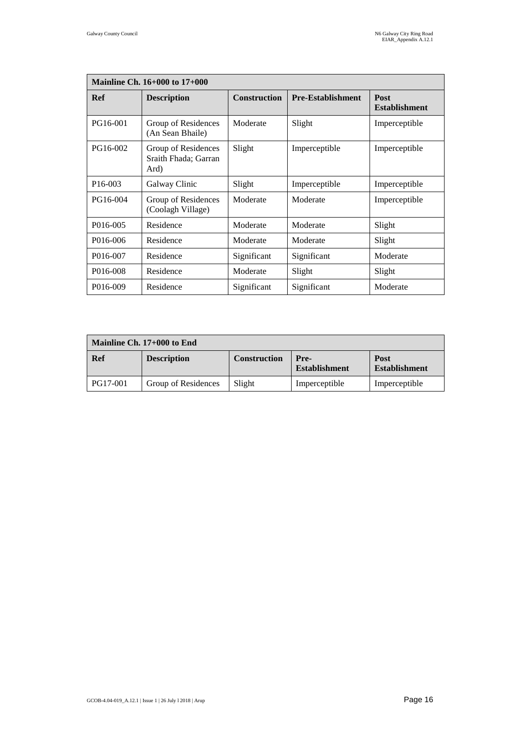| Mainline Ch. 16+000 to 17+000 | | | | |
|---|---|---|---|---|
| **Ref** | **Description** | **Construction** | **Pre-Establishment** | **Post Establishment** |
| PG16-001 | Group of Residences (An Sean Bhaile) | Moderate | Slight | Imperceptible |
| PG16-002 | Group of Residences Sraith Fhada; Garran Ard) | Slight | Imperceptible | Imperceptible |
| P16-003 | Galway Clinic | Slight | Imperceptible | Imperceptible |
| PG16-004 | Group of Residences (Coolagh Village) | Moderate | Moderate | Imperceptible |
| P016-005 | Residence | Moderate | Moderate | Slight |
| P016-006 | Residence | Moderate | Moderate | Slight |
| P016-007 | Residence | Significant | Significant | Moderate |
| P016-008 | Residence | Moderate | Slight | Slight |
| P016-009 | Residence | Significant | Significant | Moderate |

| Mainline Ch. 17+000 to End | | | | |
|---|---|---|---|---|
| **Ref** | **Description** | **Construction** | **Pre-Establishment** | **Post Establishment** |
| PG17-001 | Group of Residences | Slight | Imperceptible | Imperceptible |